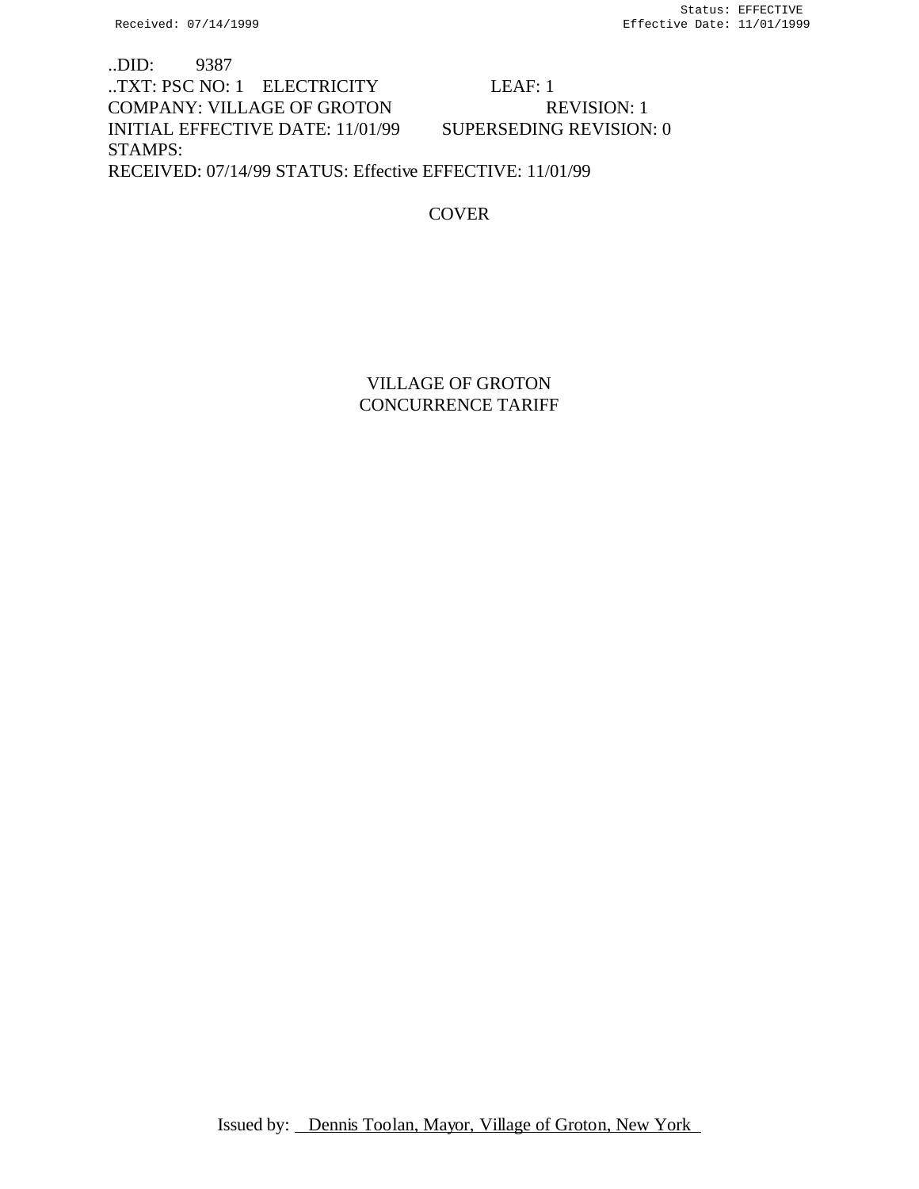..DID: 9387
..TXT: PSC NO: 1 ELECTRICITY LEAF: 1
COMPANY: VILLAGE OF GROTON REVISION: 1
INITIAL EFFECTIVE DATE: 11/01/99 SUPERSEDING REVISION: 0
STAMPS:
RECEIVED: 07/14/99 STATUS: Effective EFFECTIVE: 11/01/99

COVER

# VILLAGE OF GROTON
# CONCURRENCE TARIFF

Issued by: Dennis Toolan, Mayor, Village of Groton, New York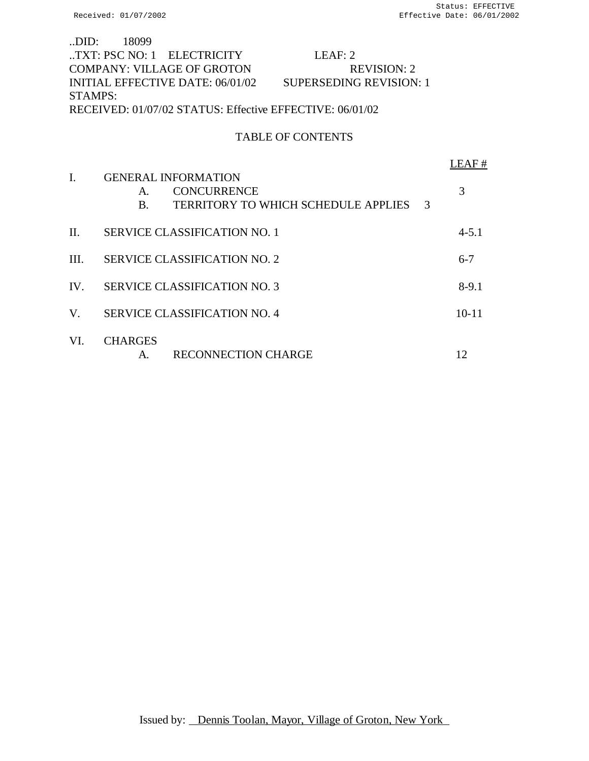..DID: 18099
..TXT: PSC NO: 1 ELECTRICITY LEAF: 2
COMPANY: VILLAGE OF GROTON REVISION: 2
INITIAL EFFECTIVE DATE: 06/01/02 SUPERSEDING REVISION: 1
STAMPS:
RECEIVED: 01/07/02 STATUS: Effective EFFECTIVE: 06/01/02

## TABLE OF CONTENTS

| | | | LEAF # |
|---|---|---|---|
| I. | GENERAL INFORMATION | | |
| | A. | CONCURRENCE | 3 |
| | B. | TERRITORY TO WHICH SCHEDULE APPLIES | 3 |
| II. | SERVICE CLASSIFICATION NO. 1 | | 4-5.1 |
| III. | SERVICE CLASSIFICATION NO. 2 | | 6-7 |
| IV. | SERVICE CLASSIFICATION NO. 3 | | 8-9.1 |
| V. | SERVICE CLASSIFICATION NO. 4 | | 10-11 |
| VI. | CHARGES | | |
| | A. | RECONNECTION CHARGE | 12 |

Issued by: Dennis Toolan, Mayor, Village of Groton, New York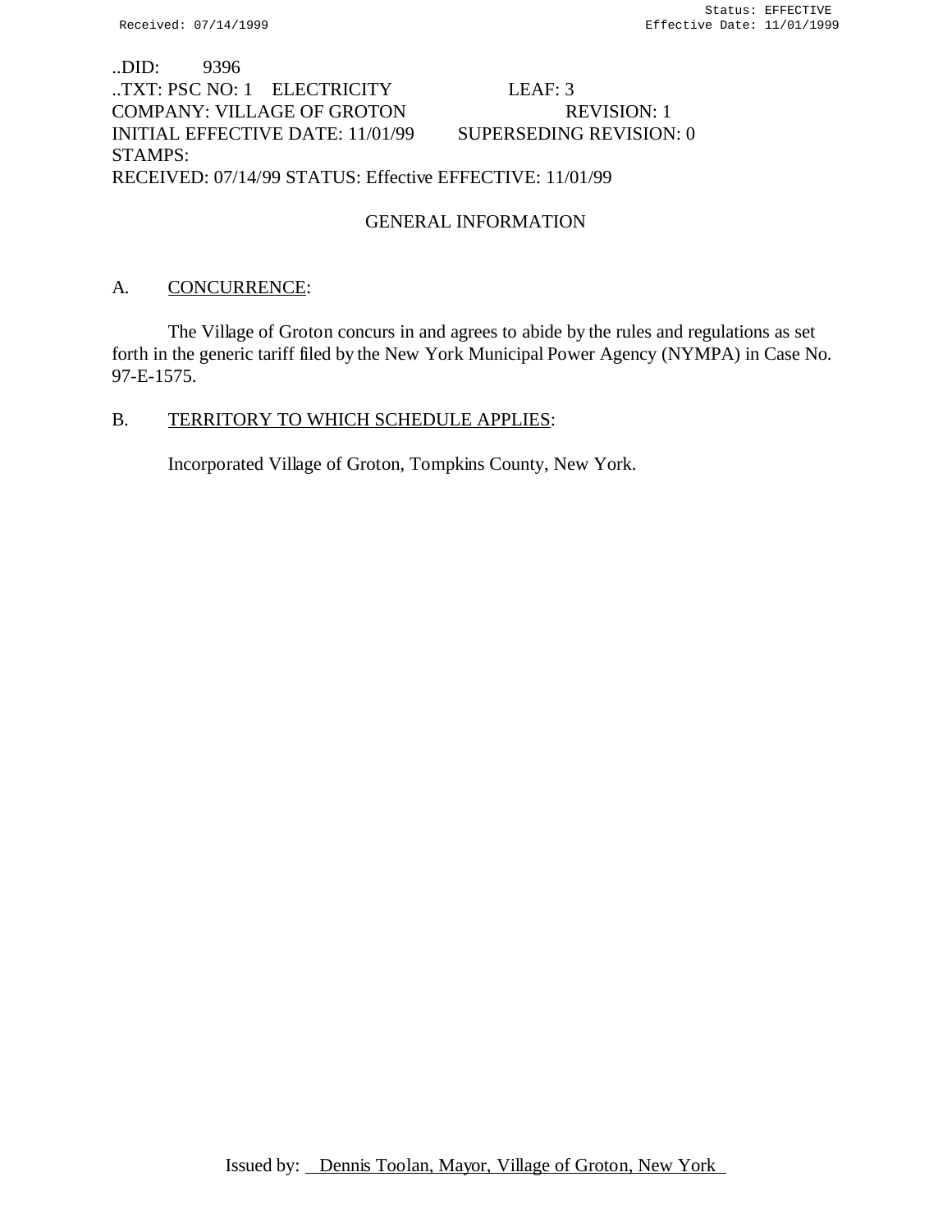..DID: 9396
..TXT: PSC NO: 1 ELECTRICITY LEAF: 3
COMPANY: VILLAGE OF GROTON REVISION: 1
INITIAL EFFECTIVE DATE: 11/01/99 SUPERSEDING REVISION: 0
STAMPS:
RECEIVED: 07/14/99 STATUS: Effective EFFECTIVE: 11/01/99

## GENERAL INFORMATION

A. CONCURRENCE:

The Village of Groton concurs in and agrees to abide by the rules and regulations as set forth in the generic tariff filed by the New York Municipal Power Agency (NYMPA) in Case No. 97-E-1575.

B. TERRITORY TO WHICH SCHEDULE APPLIES:

Incorporated Village of Groton, Tompkins County, New York.

Issued by: Dennis Toolan, Mayor, Village of Groton, New York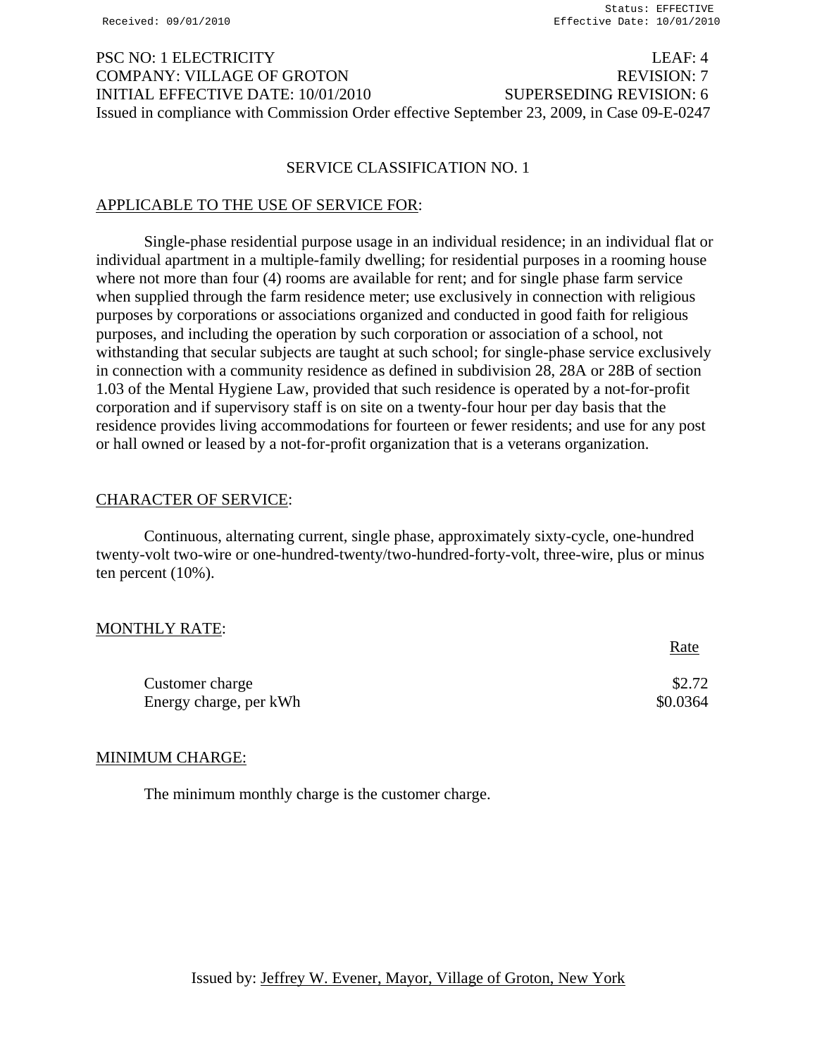PSC NO: 1 ELECTRICITY LEAF: 4
COMPANY: VILLAGE OF GROTON REVISION: 7
INITIAL EFFECTIVE DATE: 10/01/2010 SUPERSEDING REVISION: 6
Issued in compliance with Commission Order effective September 23, 2009, in Case 09-E-0247

## SERVICE CLASSIFICATION NO. 1

APPLICABLE TO THE USE OF SERVICE FOR:

Single-phase residential purpose usage in an individual residence; in an individual flat or individual apartment in a multiple-family dwelling; for residential purposes in a rooming house where not more than four (4) rooms are available for rent; and for single phase farm service when supplied through the farm residence meter; use exclusively in connection with religious purposes by corporations or associations organized and conducted in good faith for religious purposes, and including the operation by such corporation or association of a school, not withstanding that secular subjects are taught at such school; for single-phase service exclusively in connection with a community residence as defined in subdivision 28, 28A or 28B of section 1.03 of the Mental Hygiene Law, provided that such residence is operated by a not-for-profit corporation and if supervisory staff is on site on a twenty-four hour per day basis that the residence provides living accommodations for fourteen or fewer residents; and use for any post or hall owned or leased by a not-for-profit organization that is a veterans organization.

CHARACTER OF SERVICE:

Continuous, alternating current, single phase, approximately sixty-cycle, one-hundred twenty-volt two-wire or one-hundred-twenty/two-hundred-forty-volt, three-wire, plus or minus ten percent (10%).

MONTHLY RATE:

| | Rate |
|---|---|
| Customer charge | $2.72 |
| Energy charge, per kWh | $0.0364 |

MINIMUM CHARGE:

The minimum monthly charge is the customer charge.

Issued by: Jeffrey W. Evener, Mayor, Village of Groton, New York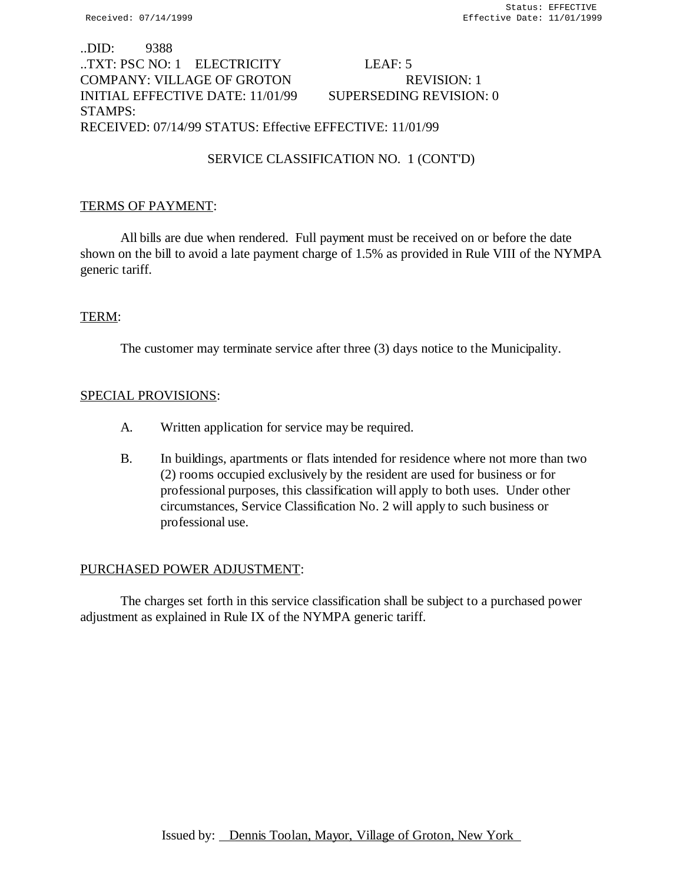..DID: 9388
..TXT: PSC NO: 1 ELECTRICITY LEAF: 5
COMPANY: VILLAGE OF GROTON REVISION: 1
INITIAL EFFECTIVE DATE: 11/01/99 SUPERSEDING REVISION: 0
STAMPS:
RECEIVED: 07/14/99 STATUS: Effective EFFECTIVE: 11/01/99

## SERVICE CLASSIFICATION NO. 1 (CONT'D)

### TERMS OF PAYMENT:

All bills are due when rendered. Full payment must be received on or before the date shown on the bill to avoid a late payment charge of 1.5% as provided in Rule VIII of the NYMPA generic tariff.

### TERM:

The customer may terminate service after three (3) days notice to the Municipality.

### SPECIAL PROVISIONS:

A. Written application for service may be required.

B. In buildings, apartments or flats intended for residence where not more than two (2) rooms occupied exclusively by the resident are used for business or for professional purposes, this classification will apply to both uses. Under other circumstances, Service Classification No. 2 will apply to such business or professional use.

### PURCHASED POWER ADJUSTMENT:

The charges set forth in this service classification shall be subject to a purchased power adjustment as explained in Rule IX of the NYMPA generic tariff.

Issued by: Dennis Toolan, Mayor, Village of Groton, New York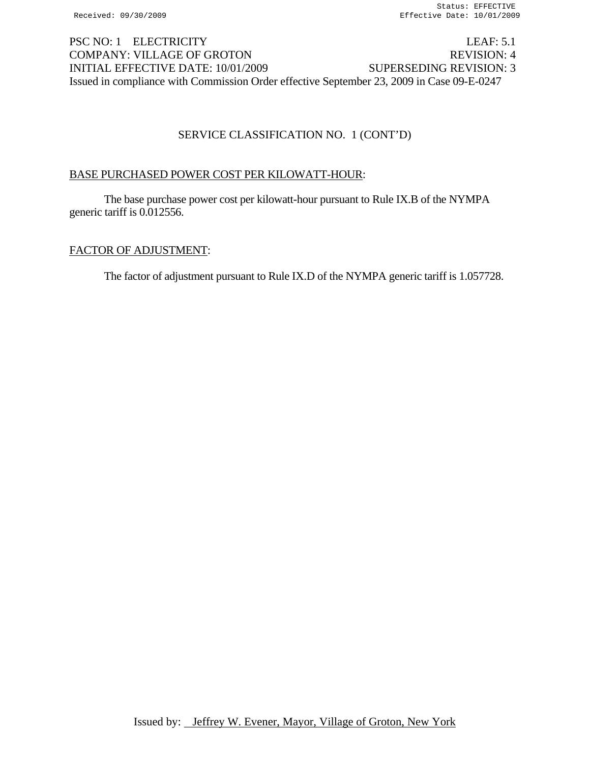PSC NO: 1 ELECTRICITY LEAF: 5.1
COMPANY: VILLAGE OF GROTON REVISION: 4
INITIAL EFFECTIVE DATE: 10/01/2009 SUPERSEDING REVISION: 3
Issued in compliance with Commission Order effective September 23, 2009 in Case 09-E-0247

## SERVICE CLASSIFICATION NO. 1 (CONT'D)

### BASE PURCHASED POWER COST PER KILOWATT-HOUR:

The base purchase power cost per kilowatt-hour pursuant to Rule IX.B of the NYMPA generic tariff is 0.012556.

### FACTOR OF ADJUSTMENT:

The factor of adjustment pursuant to Rule IX.D of the NYMPA generic tariff is 1.057728.

Issued by: Jeffrey W. Evener, Mayor, Village of Groton, New York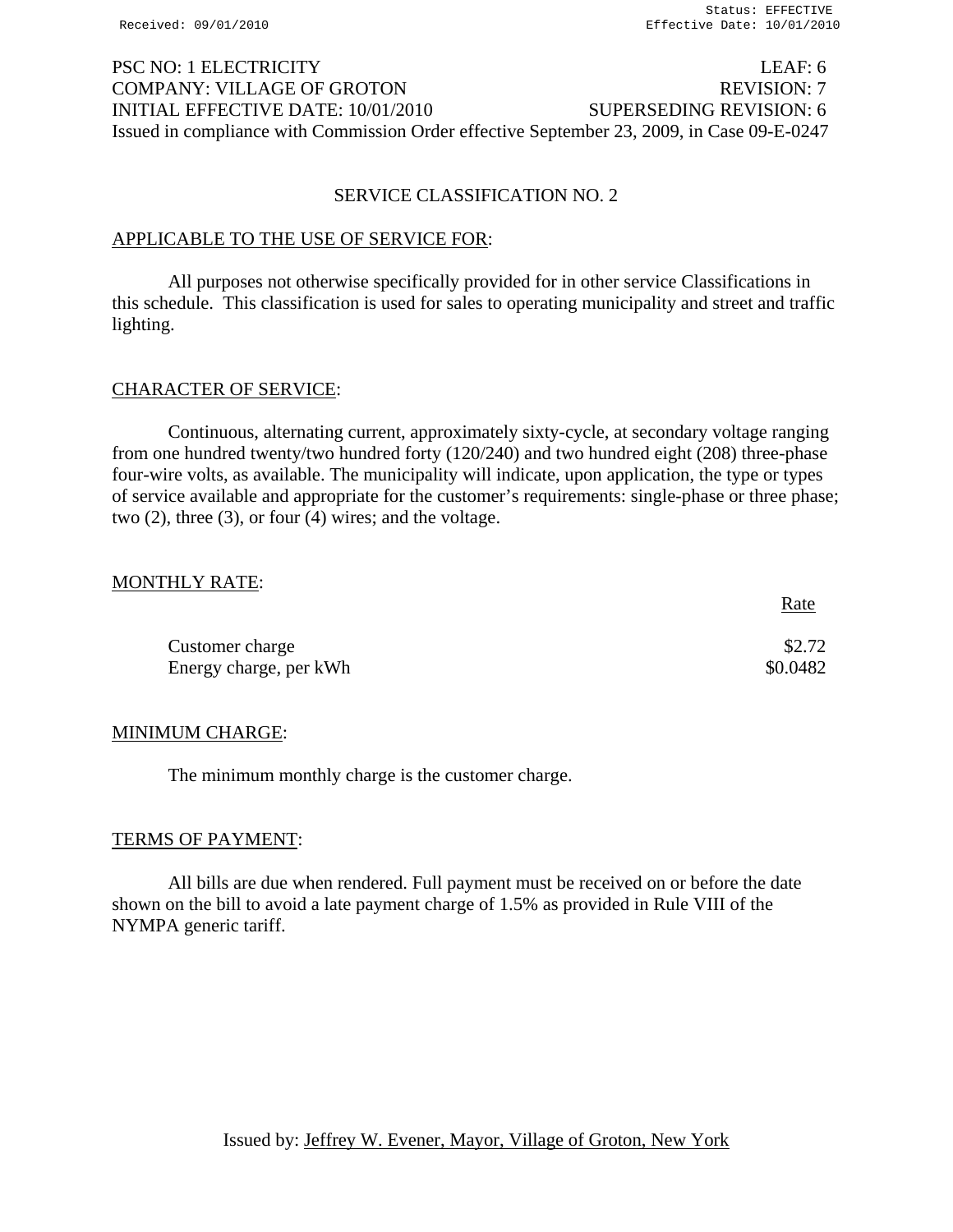PSC NO: 1 ELECTRICITY LEAF: 6
COMPANY: VILLAGE OF GROTON REVISION: 7
INITIAL EFFECTIVE DATE: 10/01/2010 SUPERSEDING REVISION: 6
Issued in compliance with Commission Order effective September 23, 2009, in Case 09-E-0247

## SERVICE CLASSIFICATION NO. 2

### APPLICABLE TO THE USE OF SERVICE FOR:

All purposes not otherwise specifically provided for in other service Classifications in this schedule. This classification is used for sales to operating municipality and street and traffic lighting.

### CHARACTER OF SERVICE:

Continuous, alternating current, approximately sixty-cycle, at secondary voltage ranging from one hundred twenty/two hundred forty (120/240) and two hundred eight (208) three-phase four-wire volts, as available. The municipality will indicate, upon application, the type or types of service available and appropriate for the customer's requirements: single-phase or three phase; two (2), three (3), or four (4) wires; and the voltage.

### MONTHLY RATE:

| | Rate |
|---|---|
| Customer charge | \$2.72 |
| Energy charge, per kWh | \$0.0482 |

### MINIMUM CHARGE:

The minimum monthly charge is the customer charge.

### TERMS OF PAYMENT:

All bills are due when rendered. Full payment must be received on or before the date shown on the bill to avoid a late payment charge of 1.5% as provided in Rule VIII of the NYMPA generic tariff.

Issued by: Jeffrey W. Evener, Mayor, Village of Groton, New York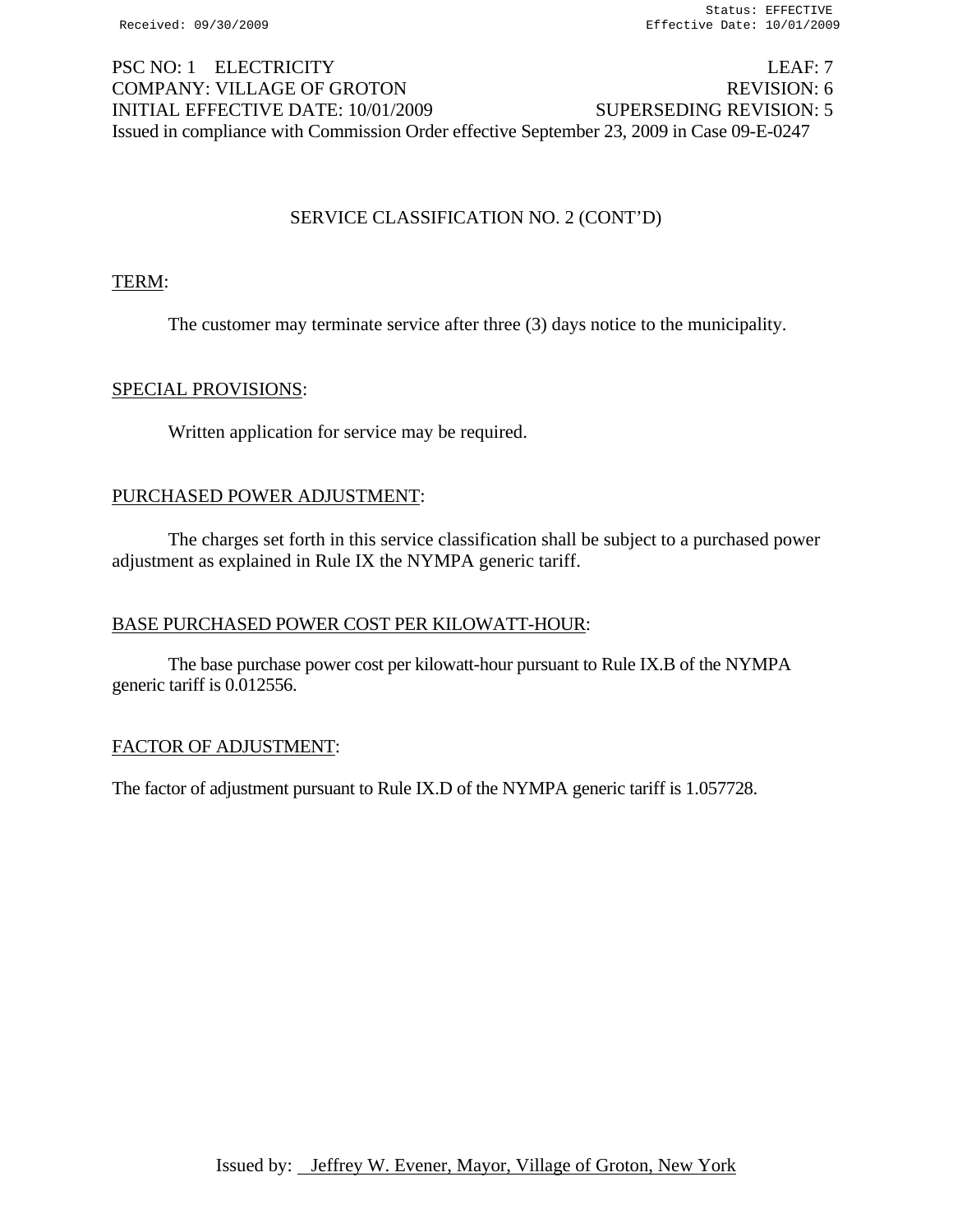PSC NO: 1 ELECTRICITY LEAF: 7
COMPANY: VILLAGE OF GROTON REVISION: 6
INITIAL EFFECTIVE DATE: 10/01/2009 SUPERSEDING REVISION: 5
Issued in compliance with Commission Order effective September 23, 2009 in Case 09-E-0247

## SERVICE CLASSIFICATION NO. 2 (CONT'D)

TERM:

The customer may terminate service after three (3) days notice to the municipality.

SPECIAL PROVISIONS:

Written application for service may be required.

PURCHASED POWER ADJUSTMENT:

The charges set forth in this service classification shall be subject to a purchased power adjustment as explained in Rule IX the NYMPA generic tariff.

BASE PURCHASED POWER COST PER KILOWATT-HOUR:

The base purchase power cost per kilowatt-hour pursuant to Rule IX.B of the NYMPA generic tariff is 0.012556.

FACTOR OF ADJUSTMENT:

The factor of adjustment pursuant to Rule IX.D of the NYMPA generic tariff is 1.057728.

Issued by: Jeffrey W. Evener, Mayor, Village of Groton, New York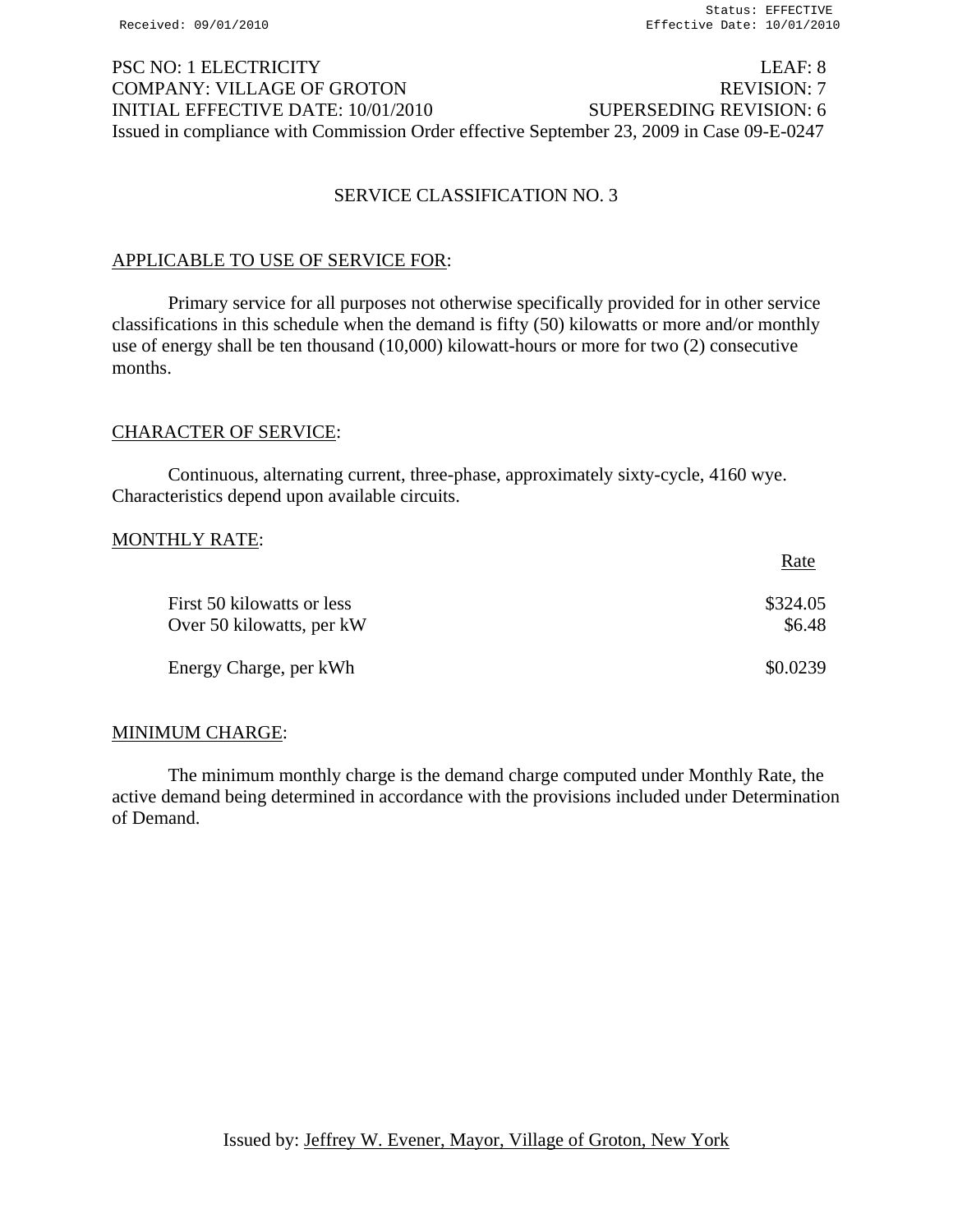PSC NO: 1 ELECTRICITY LEAF: 8
COMPANY: VILLAGE OF GROTON REVISION: 7
INITIAL EFFECTIVE DATE: 10/01/2010 SUPERSEDING REVISION: 6
Issued in compliance with Commission Order effective September 23, 2009 in Case 09-E-0247

## SERVICE CLASSIFICATION NO. 3

### APPLICABLE TO USE OF SERVICE FOR:

Primary service for all purposes not otherwise specifically provided for in other service classifications in this schedule when the demand is fifty (50) kilowatts or more and/or monthly use of energy shall be ten thousand (10,000) kilowatt-hours or more for two (2) consecutive months.

### CHARACTER OF SERVICE:

Continuous, alternating current, three-phase, approximately sixty-cycle, 4160 wye. Characteristics depend upon available circuits.

### MONTHLY RATE:

| | Rate |
|---|---|
| First 50 kilowatts or less | $324.05 |
| Over 50 kilowatts, per kW | $6.48 |
| Energy Charge, per kWh | $0.0239 |

### MINIMUM CHARGE:

The minimum monthly charge is the demand charge computed under Monthly Rate, the active demand being determined in accordance with the provisions included under Determination of Demand.

Issued by: Jeffrey W. Evener, Mayor, Village of Groton, New York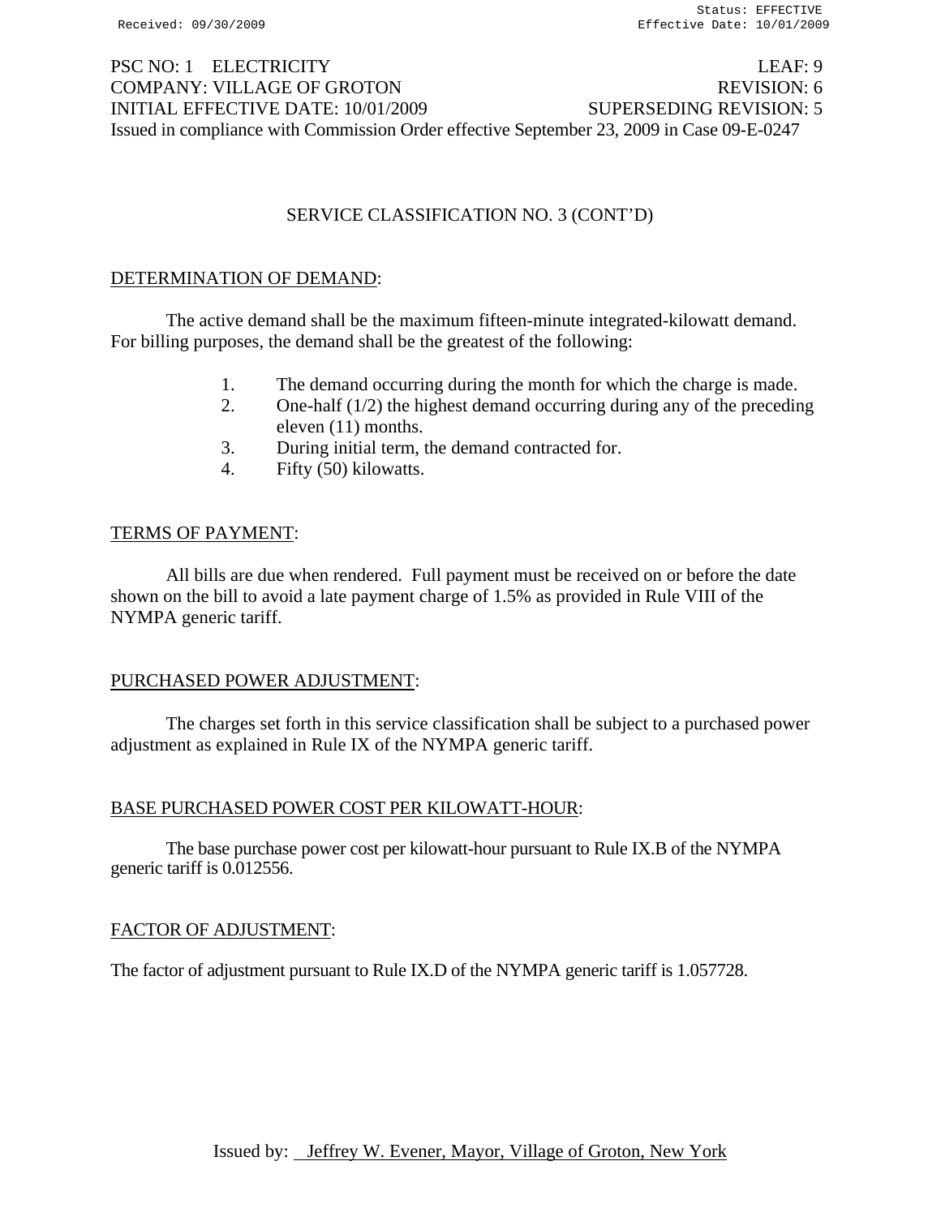PSC NO: 1 ELECTRICITY LEAF: 9
COMPANY: VILLAGE OF GROTON REVISION: 6
INITIAL EFFECTIVE DATE: 10/01/2009 SUPERSEDING REVISION: 5
Issued in compliance with Commission Order effective September 23, 2009 in Case 09-E-0247

## SERVICE CLASSIFICATION NO. 3 (CONT'D)

### DETERMINATION OF DEMAND:

The active demand shall be the maximum fifteen-minute integrated-kilowatt demand. For billing purposes, the demand shall be the greatest of the following:

1. The demand occurring during the month for which the charge is made.
2. One-half (1/2) the highest demand occurring during any of the preceding eleven (11) months.
3. During initial term, the demand contracted for.
4. Fifty (50) kilowatts.

### TERMS OF PAYMENT:

All bills are due when rendered. Full payment must be received on or before the date shown on the bill to avoid a late payment charge of 1.5% as provided in Rule VIII of the NYMPA generic tariff.

### PURCHASED POWER ADJUSTMENT:

The charges set forth in this service classification shall be subject to a purchased power adjustment as explained in Rule IX of the NYMPA generic tariff.

### BASE PURCHASED POWER COST PER KILOWATT-HOUR:

The base purchase power cost per kilowatt-hour pursuant to Rule IX.B of the NYMPA generic tariff is 0.012556.

### FACTOR OF ADJUSTMENT:

The factor of adjustment pursuant to Rule IX.D of the NYMPA generic tariff is 1.057728.

Issued by: Jeffrey W. Evener, Mayor, Village of Groton, New York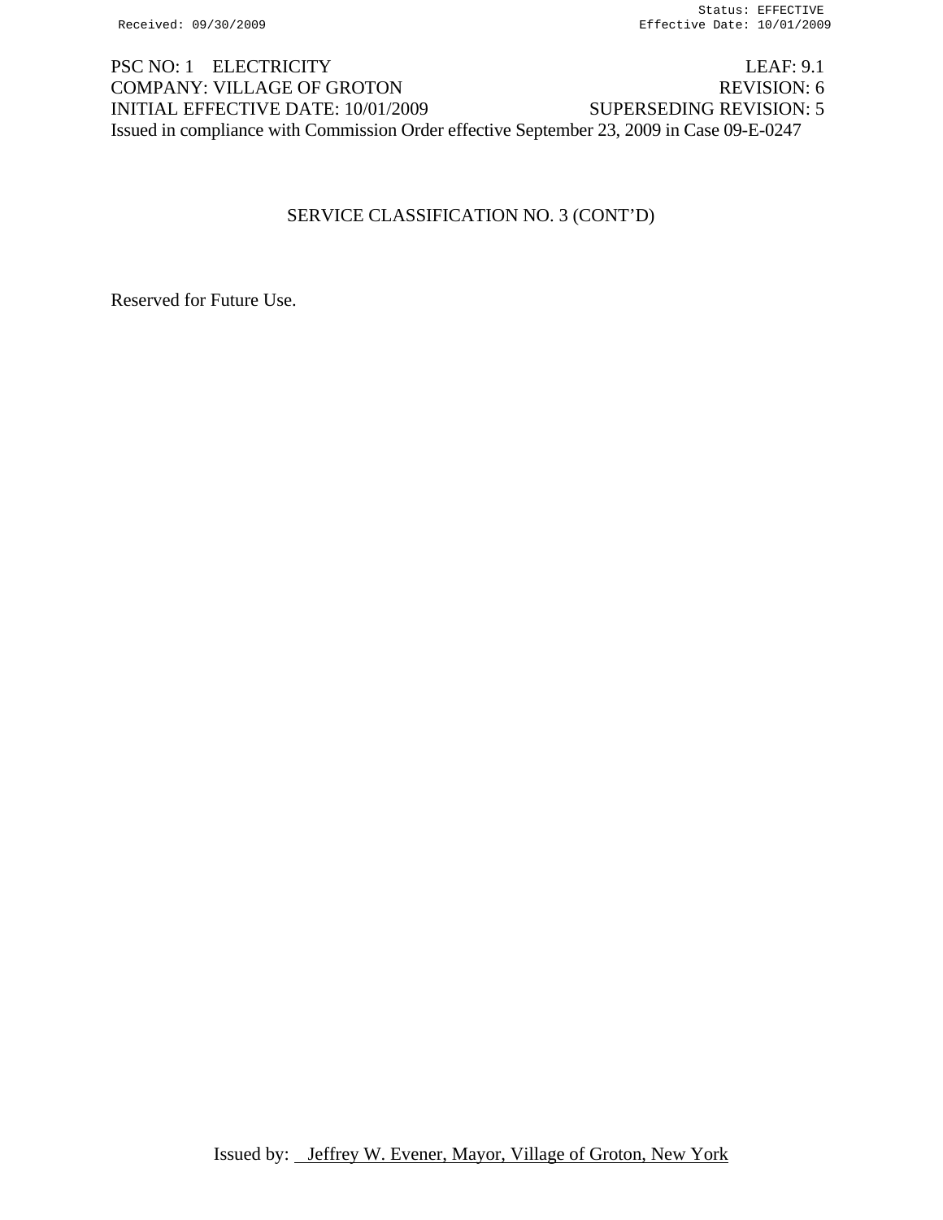Received: 09/30/2009 Status: EFFECTIVE
Effective Date: 10/01/2009

PSC NO: 1 ELECTRICITY LEAF: 9.1
COMPANY: VILLAGE OF GROTON REVISION: 6
INITIAL EFFECTIVE DATE: 10/01/2009 SUPERSEDING REVISION: 5
Issued in compliance with Commission Order effective September 23, 2009 in Case 09-E-0247

## SERVICE CLASSIFICATION NO. 3 (CONT'D)

Reserved for Future Use.

Issued by: Jeffrey W. Evener, Mayor, Village of Groton, New York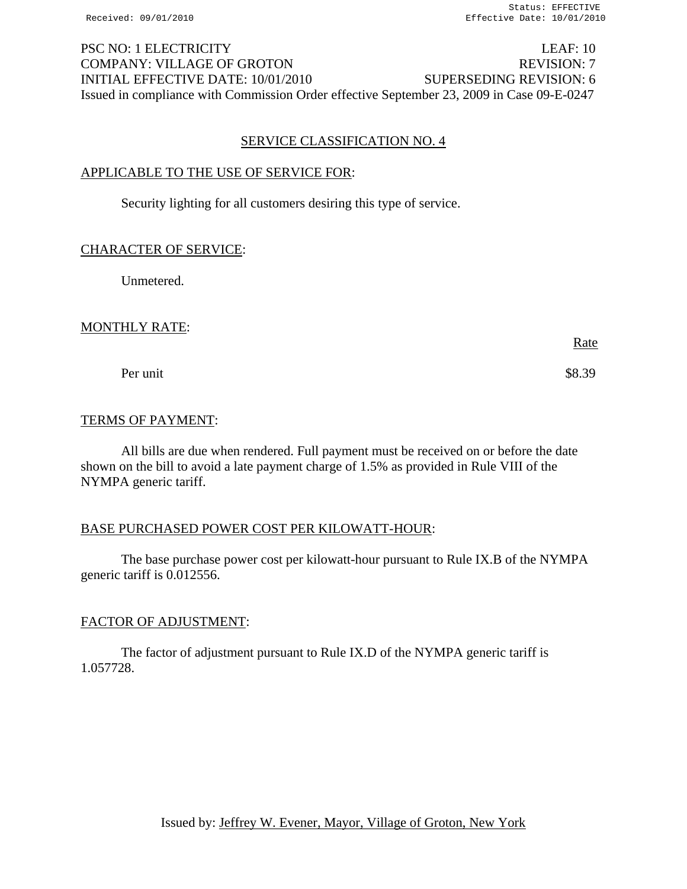PSC NO: 1 ELECTRICITY LEAF: 10
COMPANY: VILLAGE OF GROTON REVISION: 7
INITIAL EFFECTIVE DATE: 10/01/2010 SUPERSEDING REVISION: 6
Issued in compliance with Commission Order effective September 23, 2009 in Case 09-E-0247

## SERVICE CLASSIFICATION NO. 4

### APPLICABLE TO THE USE OF SERVICE FOR:

Security lighting for all customers desiring this type of service.

### CHARACTER OF SERVICE:

Unmetered.

### MONTHLY RATE:

| | Rate |
|---|---|
| Per unit | \$8.39 |

### TERMS OF PAYMENT:

All bills are due when rendered. Full payment must be received on or before the date shown on the bill to avoid a late payment charge of 1.5% as provided in Rule VIII of the NYMPA generic tariff.

### BASE PURCHASED POWER COST PER KILOWATT-HOUR:

The base purchase power cost per kilowatt-hour pursuant to Rule IX.B of the NYMPA generic tariff is 0.012556.

### FACTOR OF ADJUSTMENT:

The factor of adjustment pursuant to Rule IX.D of the NYMPA generic tariff is 1.057728.

Issued by: Jeffrey W. Evener, Mayor, Village of Groton, New York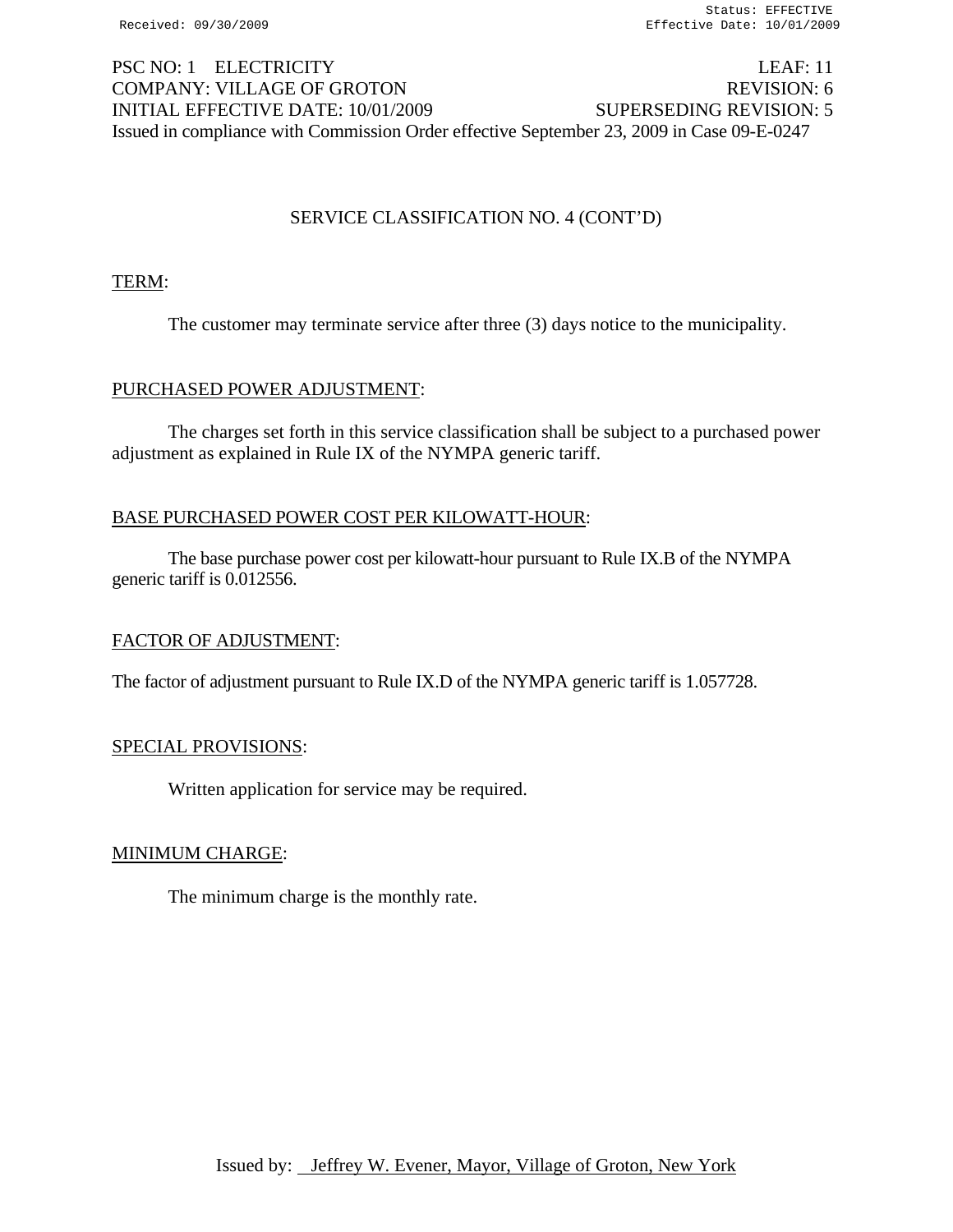PSC NO: 1 ELECTRICITY LEAF: 11
COMPANY: VILLAGE OF GROTON REVISION: 6
INITIAL EFFECTIVE DATE: 10/01/2009 SUPERSEDING REVISION: 5
Issued in compliance with Commission Order effective September 23, 2009 in Case 09-E-0247

## SERVICE CLASSIFICATION NO. 4 (CONT'D)

TERM:

The customer may terminate service after three (3) days notice to the municipality.

PURCHASED POWER ADJUSTMENT:

The charges set forth in this service classification shall be subject to a purchased power adjustment as explained in Rule IX of the NYMPA generic tariff.

BASE PURCHASED POWER COST PER KILOWATT-HOUR:

The base purchase power cost per kilowatt-hour pursuant to Rule IX.B of the NYMPA generic tariff is 0.012556.

FACTOR OF ADJUSTMENT:

The factor of adjustment pursuant to Rule IX.D of the NYMPA generic tariff is 1.057728.

SPECIAL PROVISIONS:

Written application for service may be required.

MINIMUM CHARGE:

The minimum charge is the monthly rate.

Issued by: Jeffrey W. Evener, Mayor, Village of Groton, New York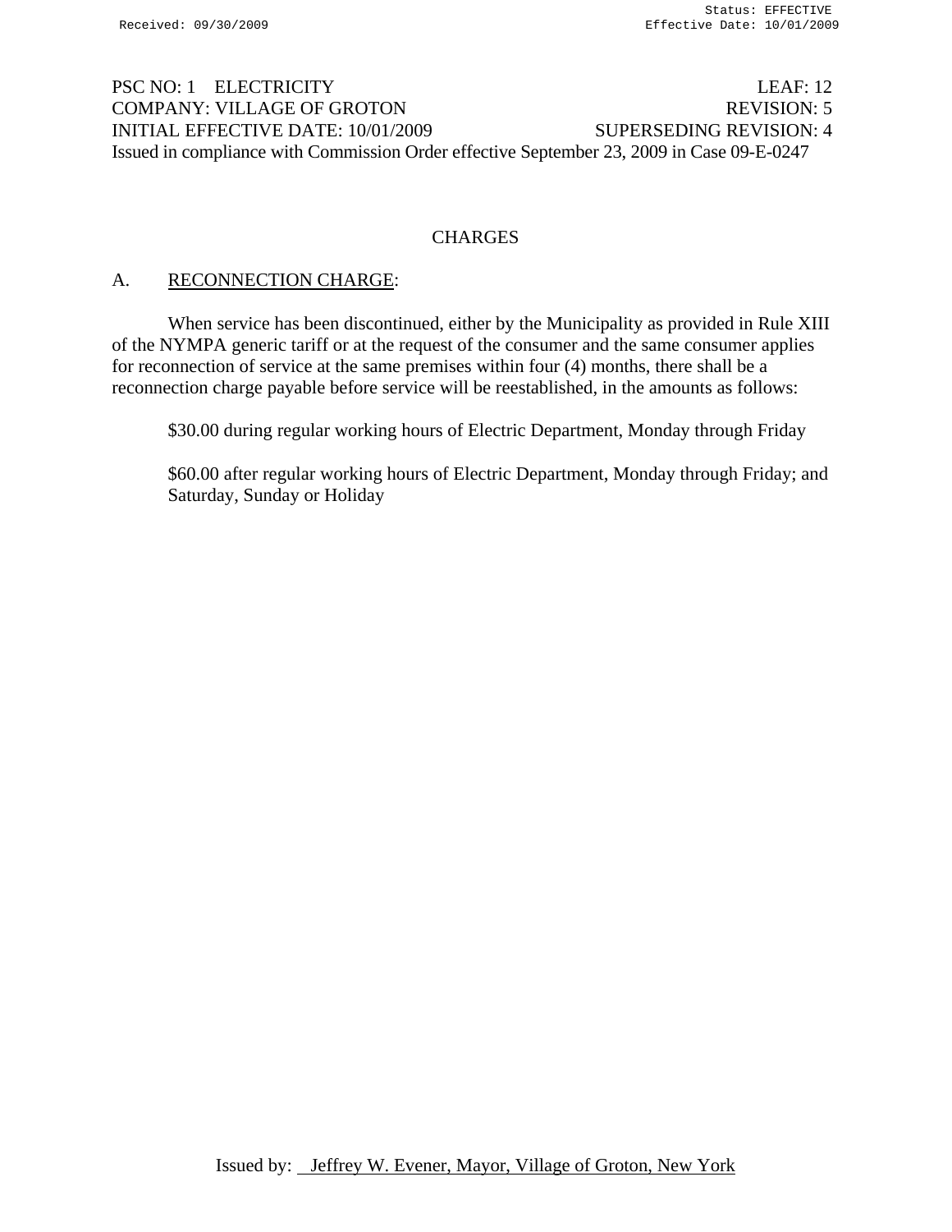PSC NO: 1 ELECTRICITY LEAF: 12
COMPANY: VILLAGE OF GROTON REVISION: 5
INITIAL EFFECTIVE DATE: 10/01/2009 SUPERSEDING REVISION: 4
Issued in compliance with Commission Order effective September 23, 2009 in Case 09-E-0247

## CHARGES

A. RECONNECTION CHARGE:

When service has been discontinued, either by the Municipality as provided in Rule XIII of the NYMPA generic tariff or at the request of the consumer and the same consumer applies for reconnection of service at the same premises within four (4) months, there shall be a reconnection charge payable before service will be reestablished, in the amounts as follows:

$30.00 during regular working hours of Electric Department, Monday through Friday

$60.00 after regular working hours of Electric Department, Monday through Friday; and Saturday, Sunday or Holiday

Issued by: Jeffrey W. Evener, Mayor, Village of Groton, New York